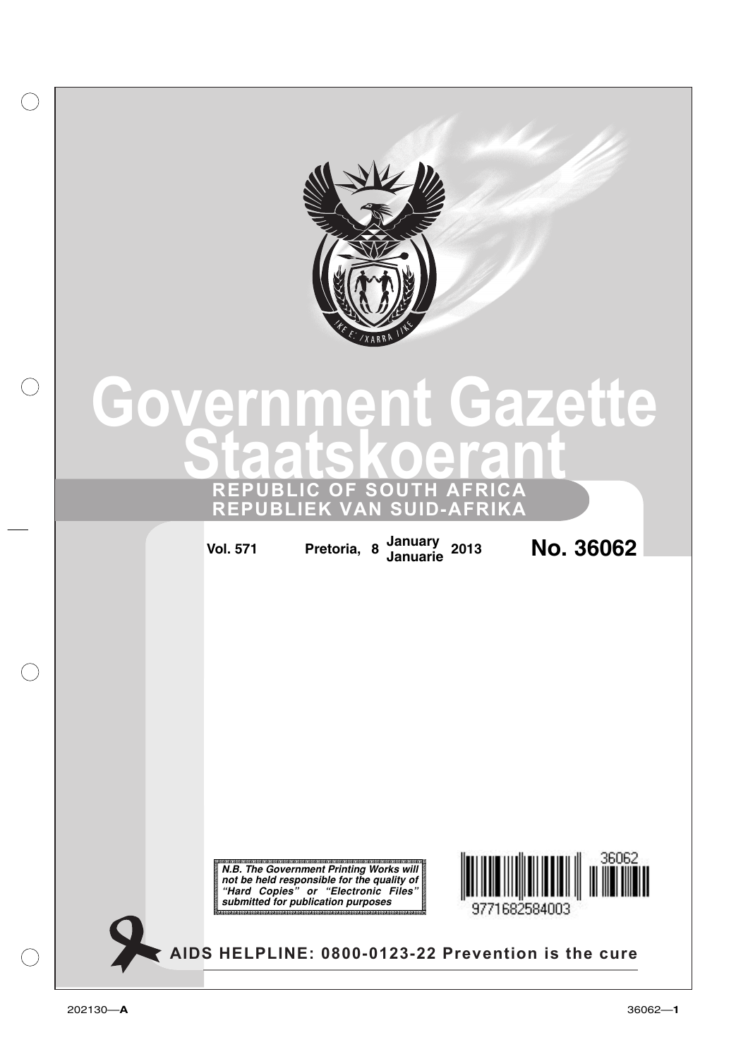# Government Gazette
# Staatskoerant

## REPUBLIC OF SOUTH AFRICA
## REPUBLIEK VAN SUID-AFRIKA

**Vol. 571** **Pretoria, 8 January Januarie 2013** **No. 36062**

***N.B. The Government Printing Works will not be held responsible for the quality of "Hard Copies" or "Electronic Files" submitted for publication purposes***

36062

9771682584003

**AIDS HELPLINE: 0800-0123-22 Prevention is the cure**

202130—**A**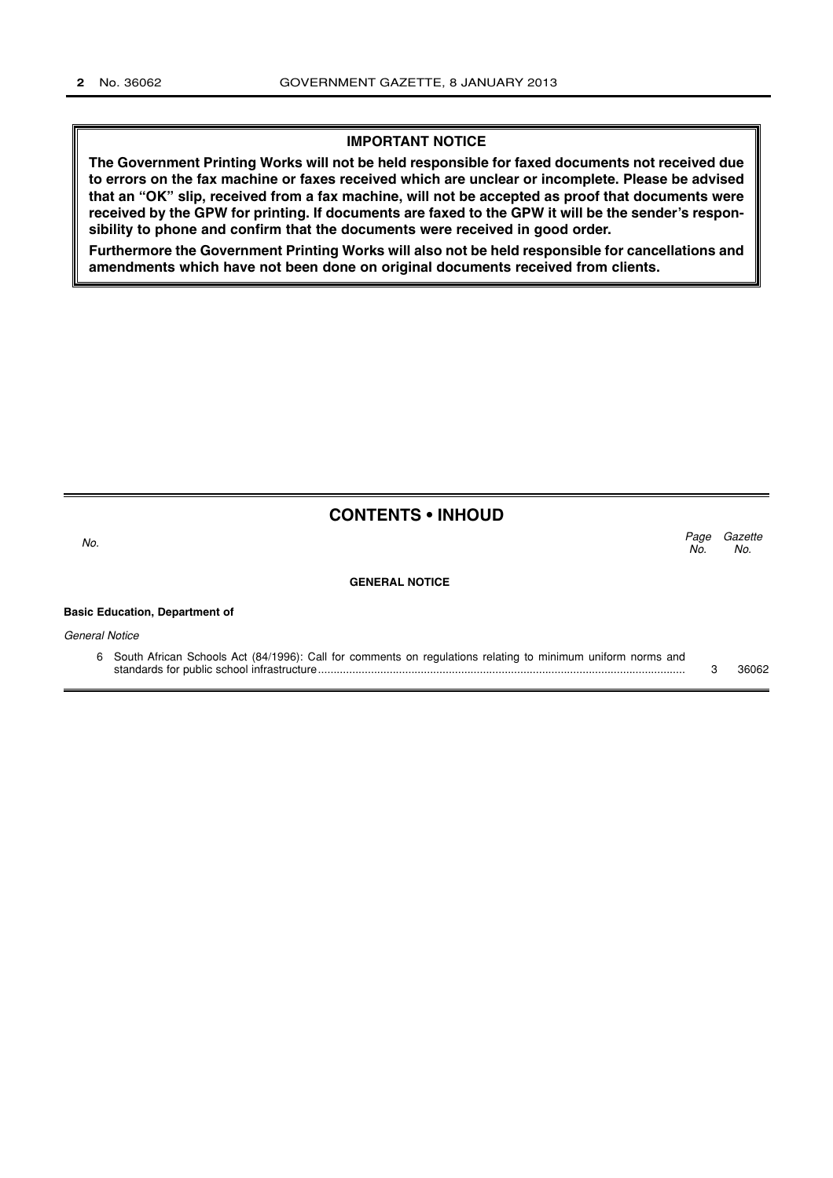## IMPORTANT NOTICE

**The Government Printing Works will not be held responsible for faxed documents not received due to errors on the fax machine or faxes received which are unclear or incomplete. Please be advised that an "OK" slip, received from a fax machine, will not be accepted as proof that documents were received by the GPW for printing. If documents are faxed to the GPW it will be the sender's responsibility to phone and confirm that the documents were received in good order.**

**Furthermore the Government Printing Works will also not be held responsible for cancellations and amendments which have not been done on original documents received from clients.**

## CONTENTS • INHOUD

| *No.* | | *Page No.* | *Gazette No.* |
|---|---|---|---|
| | **GENERAL NOTICE** | | |
| | **Basic Education, Department of** | | |
| | *General Notice* | | |
| 6 | South African Schools Act (84/1996): Call for comments on regulations relating to minimum uniform norms and standards for public school infrastructure | 3 | 36062 |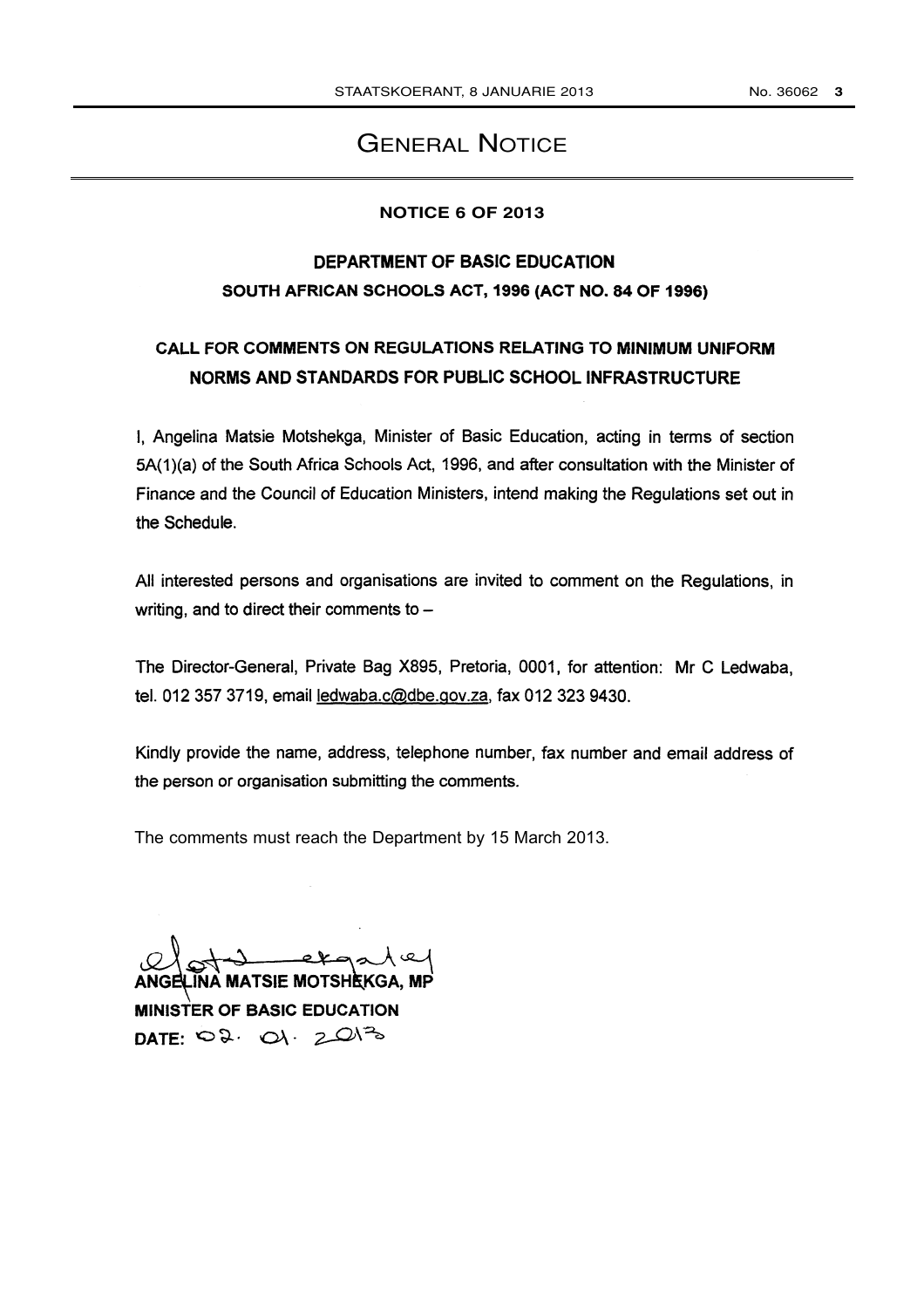# GENERAL NOTICE

**NOTICE 6 OF 2013**

## DEPARTMENT OF BASIC EDUCATION

## SOUTH AFRICAN SCHOOLS ACT, 1996 (ACT NO. 84 OF 1996)

### CALL FOR COMMENTS ON REGULATIONS RELATING TO MINIMUM UNIFORM NORMS AND STANDARDS FOR PUBLIC SCHOOL INFRASTRUCTURE

I, Angelina Matsie Motshekga, Minister of Basic Education, acting in terms of section 5A(1)(a) of the South Africa Schools Act, 1996, and after consultation with the Minister of Finance and the Council of Education Ministers, intend making the Regulations set out in the Schedule.

All interested persons and organisations are invited to comment on the Regulations, in writing, and to direct their comments to –

The Director-General, Private Bag X895, Pretoria, 0001, for attention: Mr C Ledwaba, tel. 012 357 3719, email ledwaba.c@dbe.gov.za, fax 012 323 9430.

Kindly provide the name, address, telephone number, fax number and email address of the person or organisation submitting the comments.

The comments must reach the Department by 15 March 2013.

**ANGELINA MATSIE MOTSHEKGA, MP**
**MINISTER OF BASIC EDUCATION**
**DATE:** 02. 01. 2013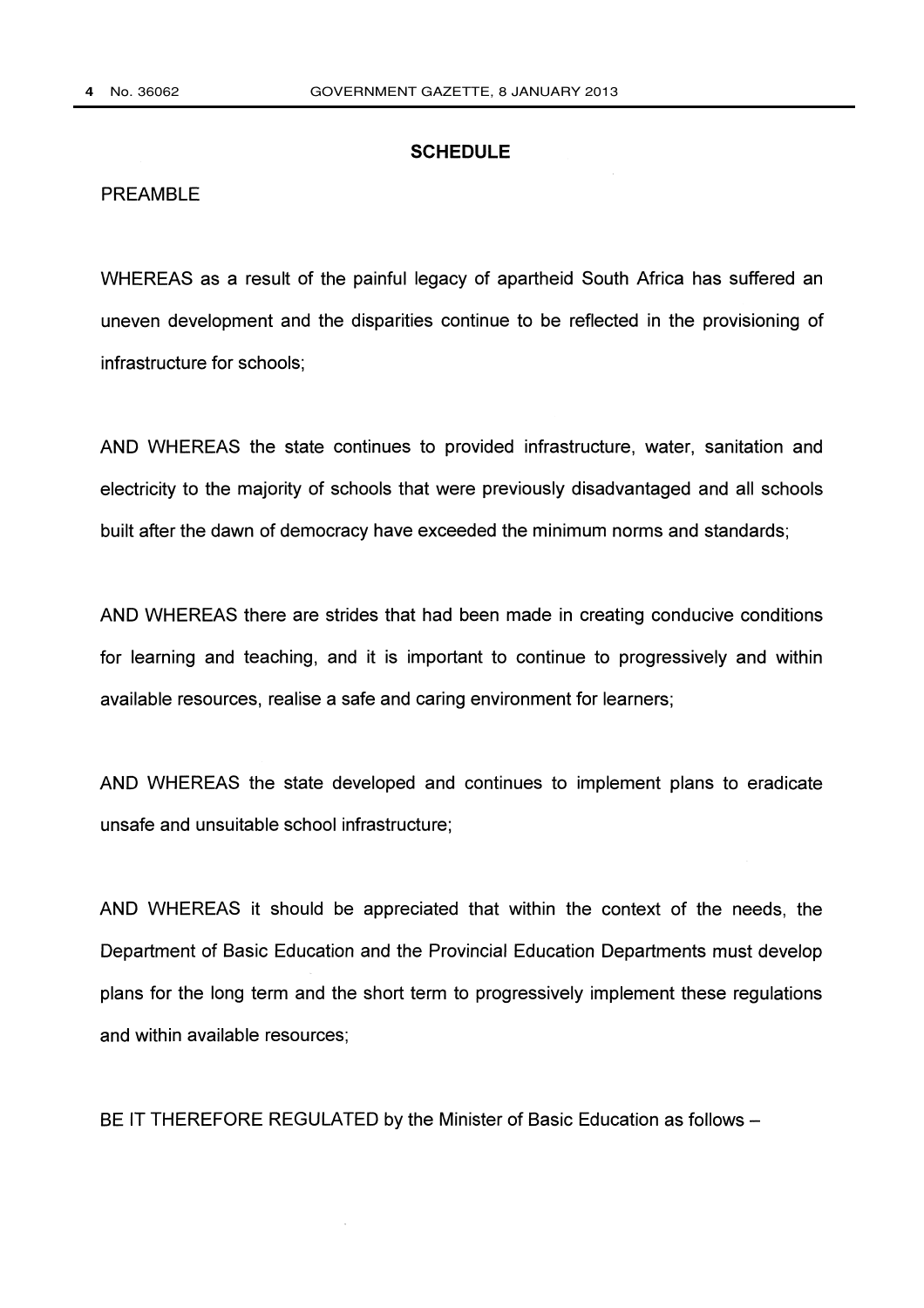## SCHEDULE

PREAMBLE

WHEREAS as a result of the painful legacy of apartheid South Africa has suffered an uneven development and the disparities continue to be reflected in the provisioning of infrastructure for schools;

AND WHEREAS the state continues to provided infrastructure, water, sanitation and electricity to the majority of schools that were previously disadvantaged and all schools built after the dawn of democracy have exceeded the minimum norms and standards;

AND WHEREAS there are strides that had been made in creating conducive conditions for learning and teaching, and it is important to continue to progressively and within available resources, realise a safe and caring environment for learners;

AND WHEREAS the state developed and continues to implement plans to eradicate unsafe and unsuitable school infrastructure;

AND WHEREAS it should be appreciated that within the context of the needs, the Department of Basic Education and the Provincial Education Departments must develop plans for the long term and the short term to progressively implement these regulations and within available resources;

BE IT THEREFORE REGULATED by the Minister of Basic Education as follows –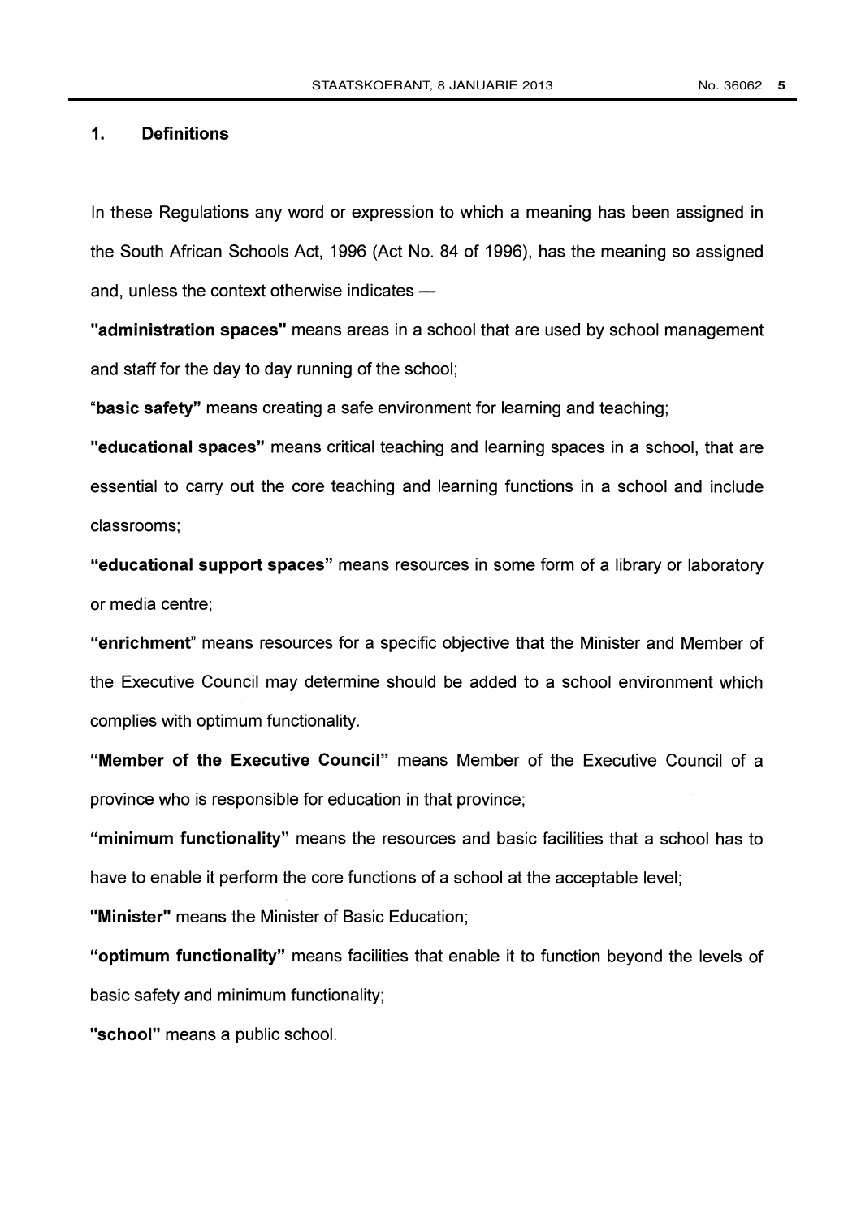## 1. Definitions

In these Regulations any word or expression to which a meaning has been assigned in the South African Schools Act, 1996 (Act No. 84 of 1996), has the meaning so assigned and, unless the context otherwise indicates —

**"administration spaces"** means areas in a school that are used by school management and staff for the day to day running of the school;

"**basic safety**" means creating a safe environment for learning and teaching;

**"educational spaces"** means critical teaching and learning spaces in a school, that are essential to carry out the core teaching and learning functions in a school and include classrooms;

**"educational support spaces"** means resources in some form of a library or laboratory or media centre;

**"enrichment"** means resources for a specific objective that the Minister and Member of the Executive Council may determine should be added to a school environment which complies with optimum functionality.

**"Member of the Executive Council"** means Member of the Executive Council of a province who is responsible for education in that province;

**"minimum functionality"** means the resources and basic facilities that a school has to have to enable it perform the core functions of a school at the acceptable level;

**"Minister"** means the Minister of Basic Education;

**"optimum functionality"** means facilities that enable it to function beyond the levels of basic safety and minimum functionality;

**"school"** means a public school.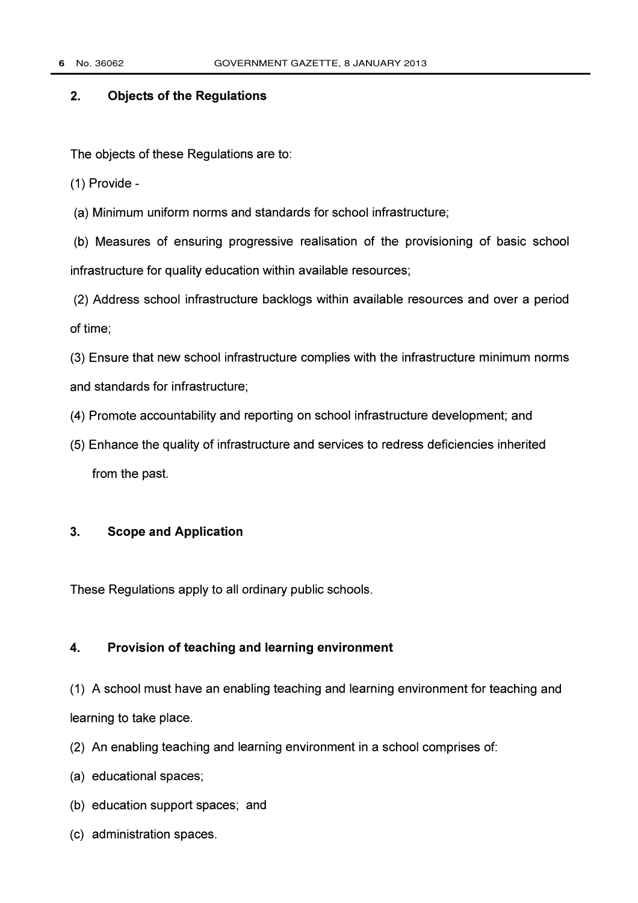## 2. Objects of the Regulations

The objects of these Regulations are to:

(1) Provide -

(a) Minimum uniform norms and standards for school infrastructure;

(b) Measures of ensuring progressive realisation of the provisioning of basic school infrastructure for quality education within available resources;

(2) Address school infrastructure backlogs within available resources and over a period of time;

(3) Ensure that new school infrastructure complies with the infrastructure minimum norms and standards for infrastructure;

(4) Promote accountability and reporting on school infrastructure development; and

(5) Enhance the quality of infrastructure and services to redress deficiencies inherited from the past.

## 3. Scope and Application

These Regulations apply to all ordinary public schools.

## 4. Provision of teaching and learning environment

(1) A school must have an enabling teaching and learning environment for teaching and learning to take place.

(2) An enabling teaching and learning environment in a school comprises of:

(a) educational spaces;

(b) education support spaces; and

(c) administration spaces.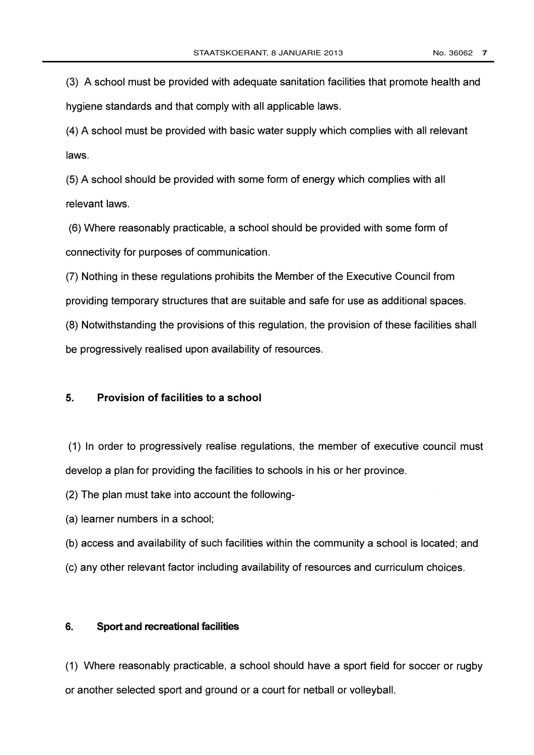(3) A school must be provided with adequate sanitation facilities that promote health and hygiene standards and that comply with all applicable laws.

(4) A school must be provided with basic water supply which complies with all relevant laws.

(5) A school should be provided with some form of energy which complies with all relevant laws.

(6) Where reasonably practicable, a school should be provided with some form of connectivity for purposes of communication.

(7) Nothing in these regulations prohibits the Member of the Executive Council from providing temporary structures that are suitable and safe for use as additional spaces.

(8) Notwithstanding the provisions of this regulation, the provision of these facilities shall be progressively realised upon availability of resources.

## 5. Provision of facilities to a school

(1) In order to progressively realise regulations, the member of executive council must develop a plan for providing the facilities to schools in his or her province.

(2) The plan must take into account the following-

(a) learner numbers in a school;

(b) access and availability of such facilities within the community a school is located; and

(c) any other relevant factor including availability of resources and curriculum choices.

## 6. Sport and recreational facilities

(1) Where reasonably practicable, a school should have a sport field for soccer or rugby or another selected sport and ground or a court for netball or volleyball.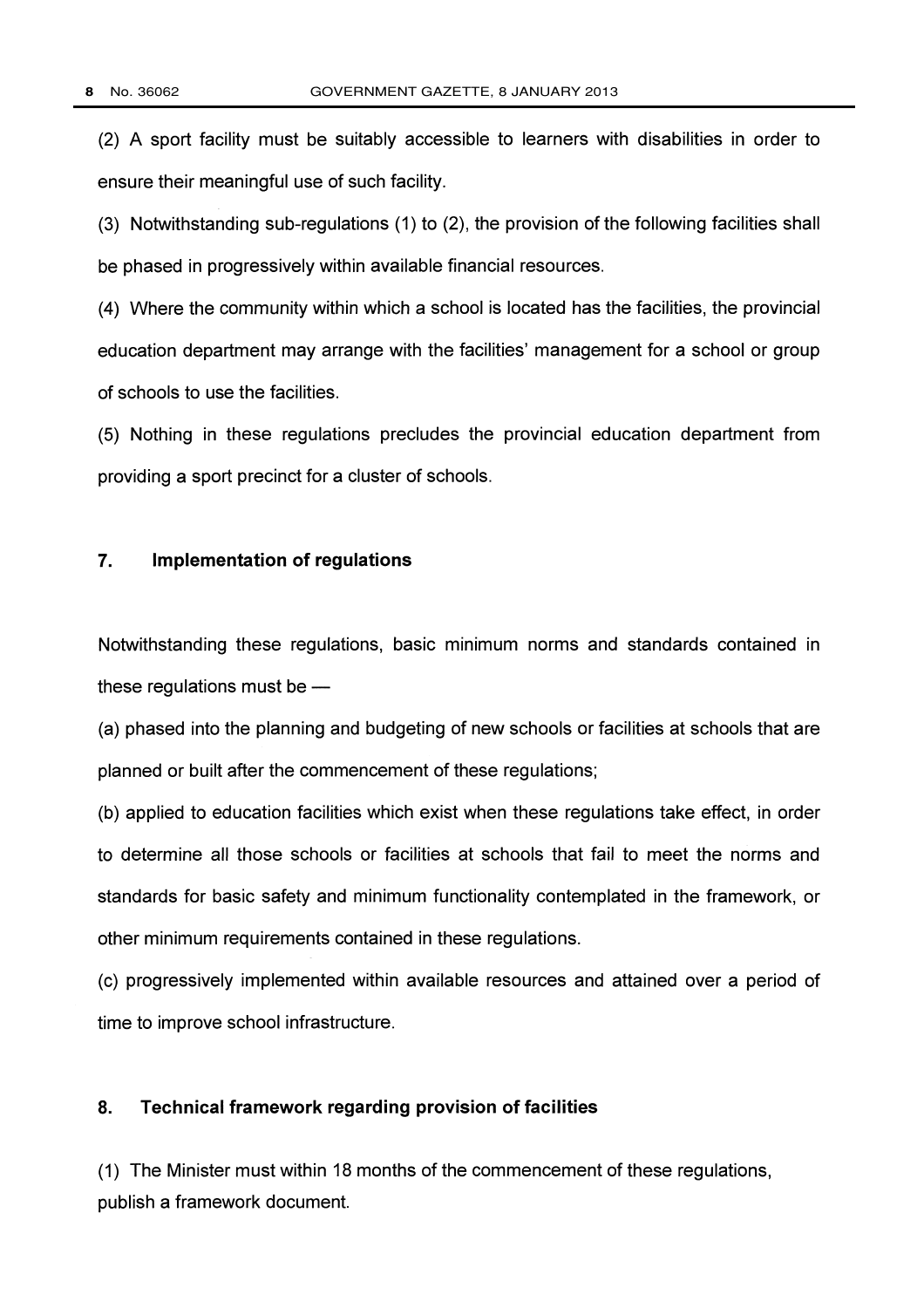(2) A sport facility must be suitably accessible to learners with disabilities in order to ensure their meaningful use of such facility.

(3) Notwithstanding sub-regulations (1) to (2), the provision of the following facilities shall be phased in progressively within available financial resources.

(4) Where the community within which a school is located has the facilities, the provincial education department may arrange with the facilities' management for a school or group of schools to use the facilities.

(5) Nothing in these regulations precludes the provincial education department from providing a sport precinct for a cluster of schools.

## 7. Implementation of regulations

Notwithstanding these regulations, basic minimum norms and standards contained in these regulations must be —

(a) phased into the planning and budgeting of new schools or facilities at schools that are planned or built after the commencement of these regulations;

(b) applied to education facilities which exist when these regulations take effect, in order to determine all those schools or facilities at schools that fail to meet the norms and standards for basic safety and minimum functionality contemplated in the framework, or other minimum requirements contained in these regulations.

(c) progressively implemented within available resources and attained over a period of time to improve school infrastructure.

## 8. Technical framework regarding provision of facilities

(1) The Minister must within 18 months of the commencement of these regulations, publish a framework document.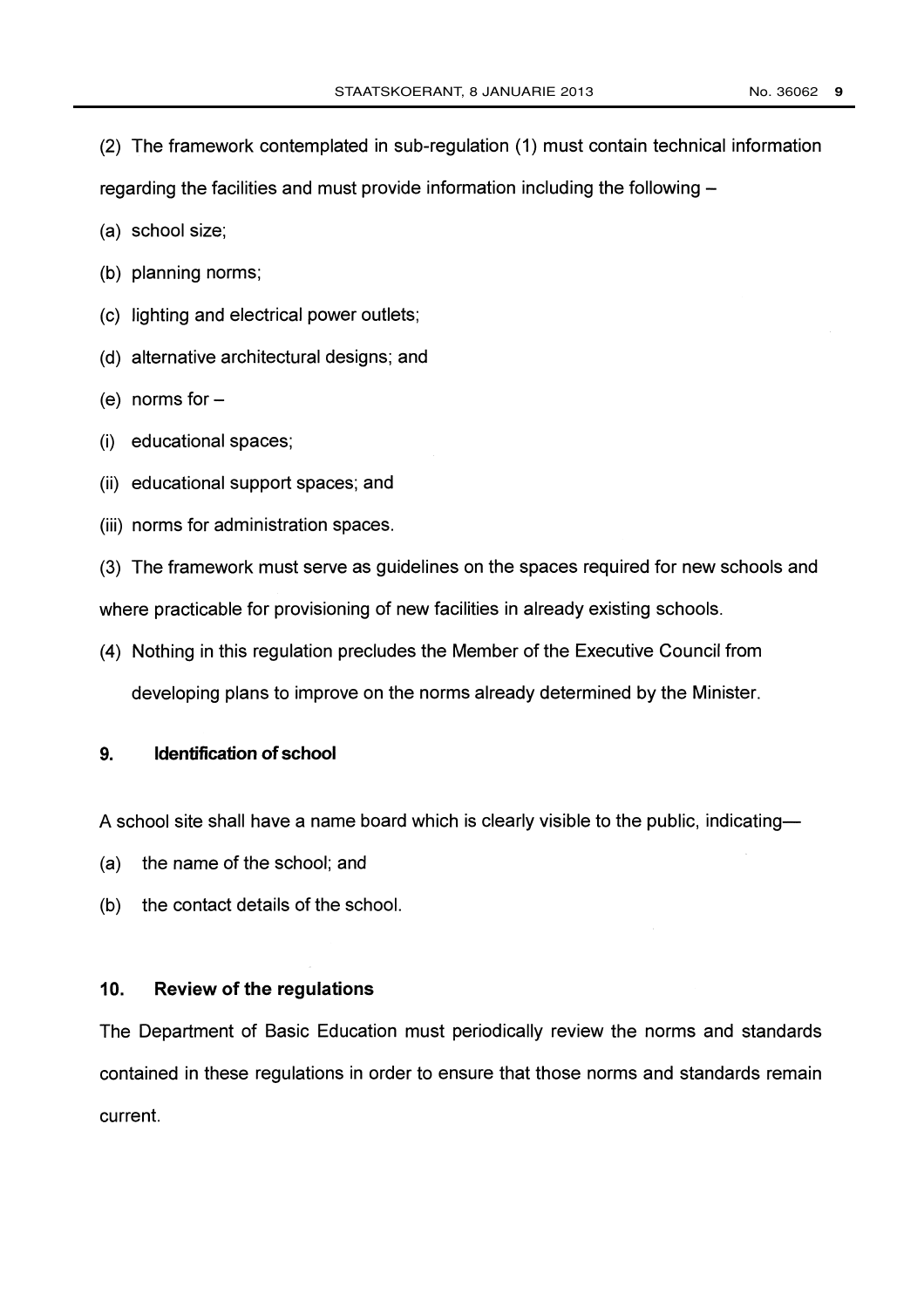(2) The framework contemplated in sub-regulation (1) must contain technical information regarding the facilities and must provide information including the following –

(a) school size;

(b) planning norms;

(c) lighting and electrical power outlets;

(d) alternative architectural designs; and

(e) norms for –

(i) educational spaces;

(ii) educational support spaces; and

(iii) norms for administration spaces.

(3) The framework must serve as guidelines on the spaces required for new schools and where practicable for provisioning of new facilities in already existing schools.

(4) Nothing in this regulation precludes the Member of the Executive Council from developing plans to improve on the norms already determined by the Minister.

## 9. Identification of school

A school site shall have a name board which is clearly visible to the public, indicating—

(a) the name of the school; and

(b) the contact details of the school.

## 10. Review of the regulations

The Department of Basic Education must periodically review the norms and standards contained in these regulations in order to ensure that those norms and standards remain current.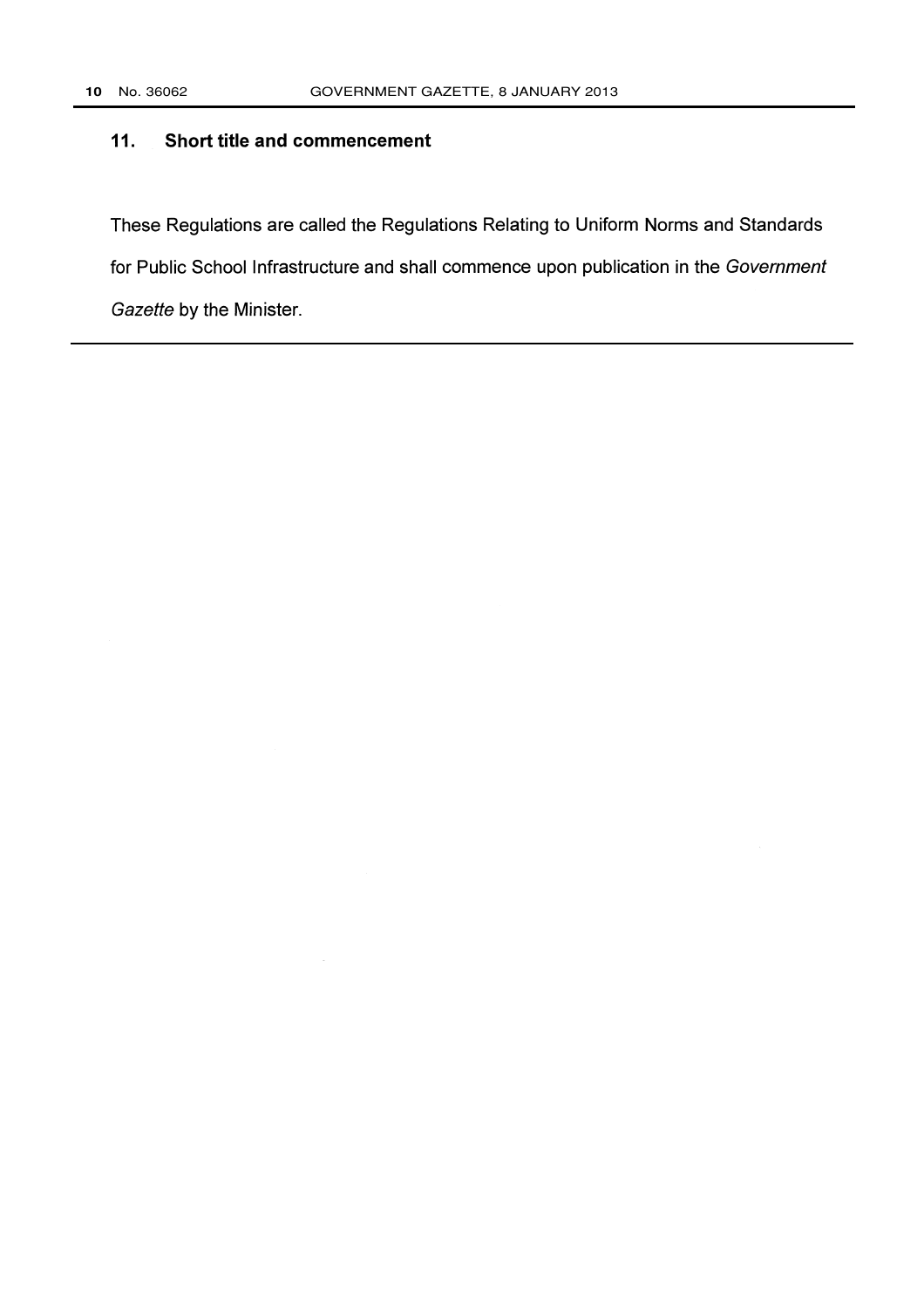## 11. Short title and commencement

These Regulations are called the Regulations Relating to Uniform Norms and Standards for Public School Infrastructure and shall commence upon publication in the *Government Gazette* by the Minister.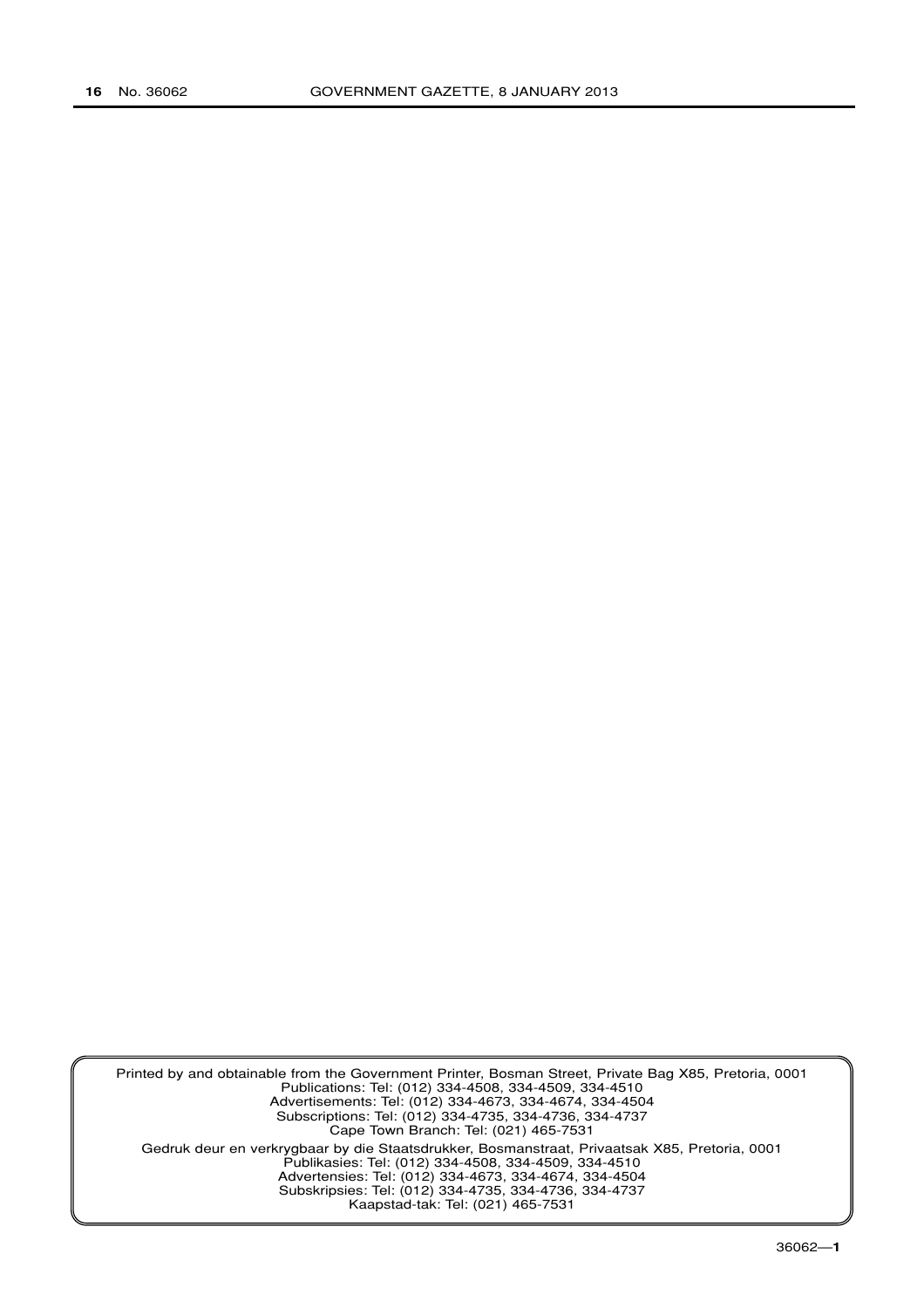Printed by and obtainable from the Government Printer, Bosman Street, Private Bag X85, Pretoria, 0001
Publications: Tel: (012) 334-4508, 334-4509, 334-4510
Advertisements: Tel: (012) 334-4673, 334-4674, 334-4504
Subscriptions: Tel: (012) 334-4735, 334-4736, 334-4737
Cape Town Branch: Tel: (021) 465-7531

Gedruk deur en verkrygbaar by die Staatsdrukker, Bosmanstraat, Privaatsak X85, Pretoria, 0001
Publikasies: Tel: (012) 334-4508, 334-4509, 334-4510
Advertensies: Tel: (012) 334-4673, 334-4674, 334-4504
Subskripsies: Tel: (012) 334-4735, 334-4736, 334-4737
Kaapstad-tak: Tel: (021) 465-7531

36062—**1**